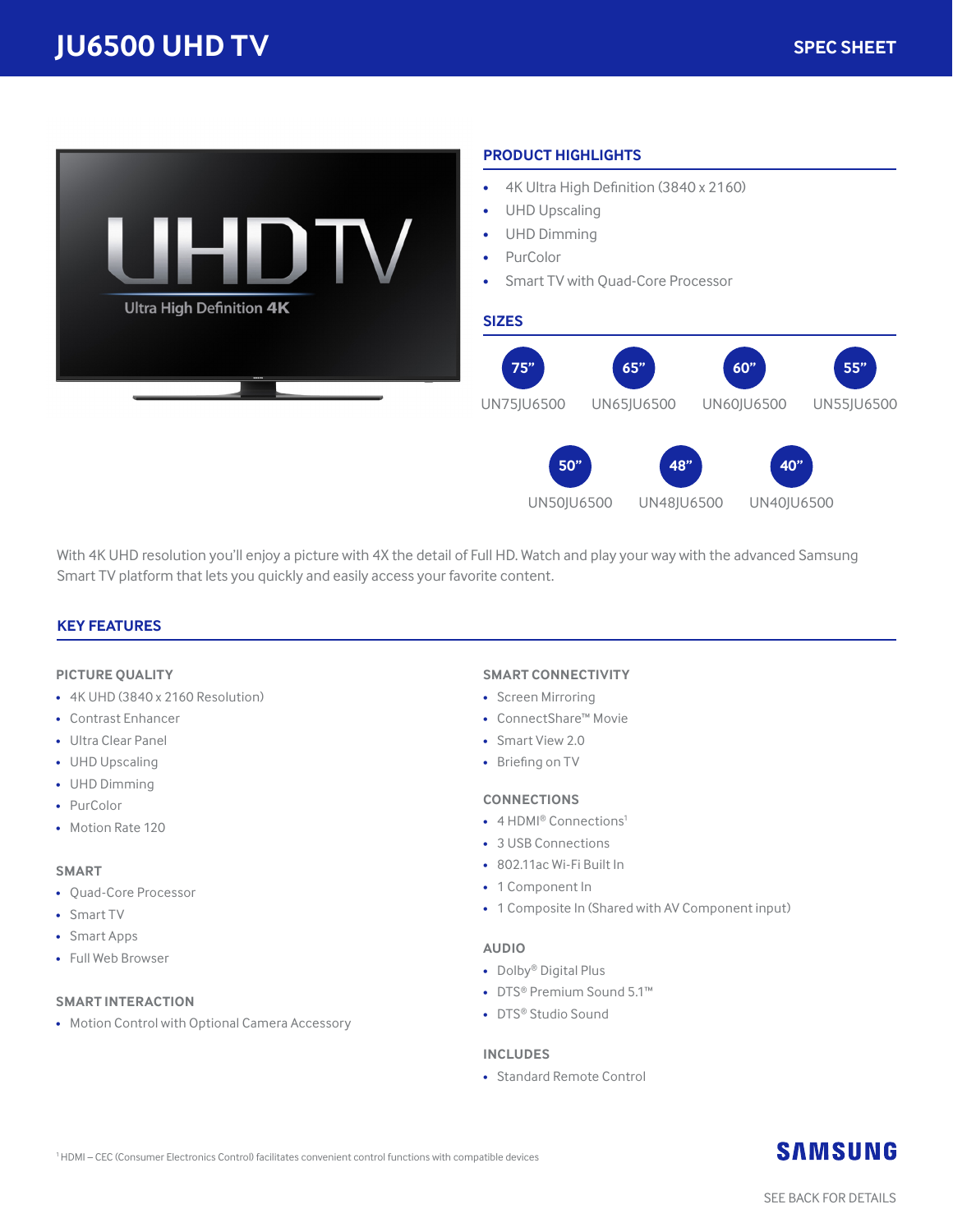# JU6500 UHD TV

SPEC SHEET

## PRODUCT HIGHLIGHTS

- 4K Ultra High Definition (3840 x 2160)
- UHD Upscaling
- UHD Dimming
- PurColor
- Smart TV with Quad-Core Processor

## SIZES

| Size | Model |
|---|---|
| 75” | UN75JU6500 |
| 65” | UN65JU6500 |
| 60” | UN60JU6500 |
| 55” | UN55JU6500 |
| 50” | UN50JU6500 |
| 48” | UN48JU6500 |
| 40” | UN40JU6500 |

With 4K UHD resolution you'll enjoy a picture with 4X the detail of Full HD. Watch and play your way with the advanced Samsung Smart TV platform that lets you quickly and easily access your favorite content.

## KEY FEATURES

### PICTURE QUALITY

- 4K UHD (3840 x 2160 Resolution)
- Contrast Enhancer
- Ultra Clear Panel
- UHD Upscaling
- UHD Dimming
- PurColor
- Motion Rate 120

### SMART

- Quad-Core Processor
- Smart TV
- Smart Apps
- Full Web Browser

### SMART INTERACTION

- Motion Control with Optional Camera Accessory

### SMART CONNECTIVITY

- Screen Mirroring
- ConnectShare™ Movie
- Smart View 2.0
- Briefing on TV

### CONNECTIONS

- 4 HDMI® Connections[1]
- 3 USB Connections
- 802.11ac Wi-Fi Built In
- 1 Component In
- 1 Composite In (Shared with AV Component input)

### AUDIO

- Dolby® Digital Plus
- DTS® Premium Sound 5.1™
- DTS® Studio Sound

### INCLUDES

- Standard Remote Control

[1] HDMI – CEC (Consumer Electronics Control) facilitates convenient control functions with compatible devices

SAMSUNG

SEE BACK FOR DETAILS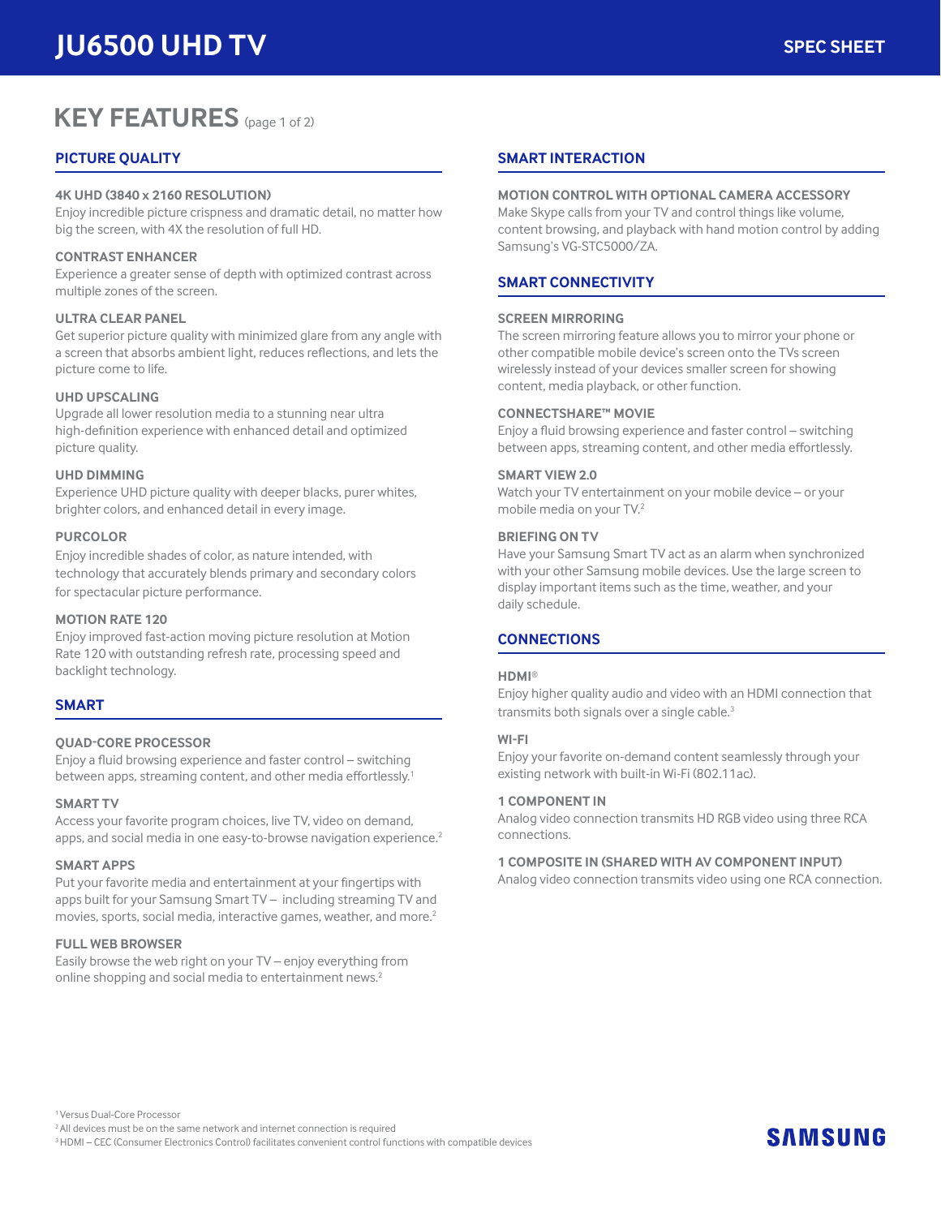# JU6500 UHD TV

SPEC SHEET

## KEY FEATURES (page 1 of 2)

### PICTURE QUALITY

**4K UHD (3840 x 2160 RESOLUTION)**
Enjoy incredible picture crispness and dramatic detail, no matter how big the screen, with 4X the resolution of full HD.

**CONTRAST ENHANCER**
Experience a greater sense of depth with optimized contrast across multiple zones of the screen.

**ULTRA CLEAR PANEL**
Get superior picture quality with minimized glare from any angle with a screen that absorbs ambient light, reduces reflections, and lets the picture come to life.

**UHD UPSCALING**
Upgrade all lower resolution media to a stunning near ultra high-definition experience with enhanced detail and optimized picture quality.

**UHD DIMMING**
Experience UHD picture quality with deeper blacks, purer whites, brighter colors, and enhanced detail in every image.

**PURCOLOR**
Enjoy incredible shades of color, as nature intended, with technology that accurately blends primary and secondary colors for spectacular picture performance.

**MOTION RATE 120**
Enjoy improved fast-action moving picture resolution at Motion Rate 120 with outstanding refresh rate, processing speed and backlight technology.

### SMART

**QUAD-CORE PROCESSOR**
Enjoy a fluid browsing experience and faster control – switching between apps, streaming content, and other media effortlessly.[1]

**SMART TV**
Access your favorite program choices, live TV, video on demand, apps, and social media in one easy-to-browse navigation experience.[2]

**SMART APPS**
Put your favorite media and entertainment at your fingertips with apps built for your Samsung Smart TV – including streaming TV and movies, sports, social media, interactive games, weather, and more.[2]

**FULL WEB BROWSER**
Easily browse the web right on your TV – enjoy everything from online shopping and social media to entertainment news.[2]

### SMART INTERACTION

**MOTION CONTROL WITH OPTIONAL CAMERA ACCESSORY**
Make Skype calls from your TV and control things like volume, content browsing, and playback with hand motion control by adding Samsung's VG-STC5000/ZA.

### SMART CONNECTIVITY

**SCREEN MIRRORING**
The screen mirroring feature allows you to mirror your phone or other compatible mobile device's screen onto the TVs screen wirelessly instead of your devices smaller screen for showing content, media playback, or other function.

**CONNECTSHARE™ MOVIE**
Enjoy a fluid browsing experience and faster control – switching between apps, streaming content, and other media effortlessly.

**SMART VIEW 2.0**
Watch your TV entertainment on your mobile device – or your mobile media on your TV.[2]

**BRIEFING ON TV**
Have your Samsung Smart TV act as an alarm when synchronized with your other Samsung mobile devices. Use the large screen to display important items such as the time, weather, and your daily schedule.

### CONNECTIONS

**HDMI®**
Enjoy higher quality audio and video with an HDMI connection that transmits both signals over a single cable.[3]

**WI-FI**
Enjoy your favorite on-demand content seamlessly through your existing network with built-in Wi-Fi (802.11ac).

**1 COMPONENT IN**
Analog video connection transmits HD RGB video using three RCA connections.

**1 COMPOSITE IN (SHARED WITH AV COMPONENT INPUT)**
Analog video connection transmits video using one RCA connection.

[1] Versus Dual-Core Processor
[2] All devices must be on the same network and internet connection is required
[3] HDMI – CEC (Consumer Electronics Control) facilitates convenient control functions with compatible devices

SAMSUNG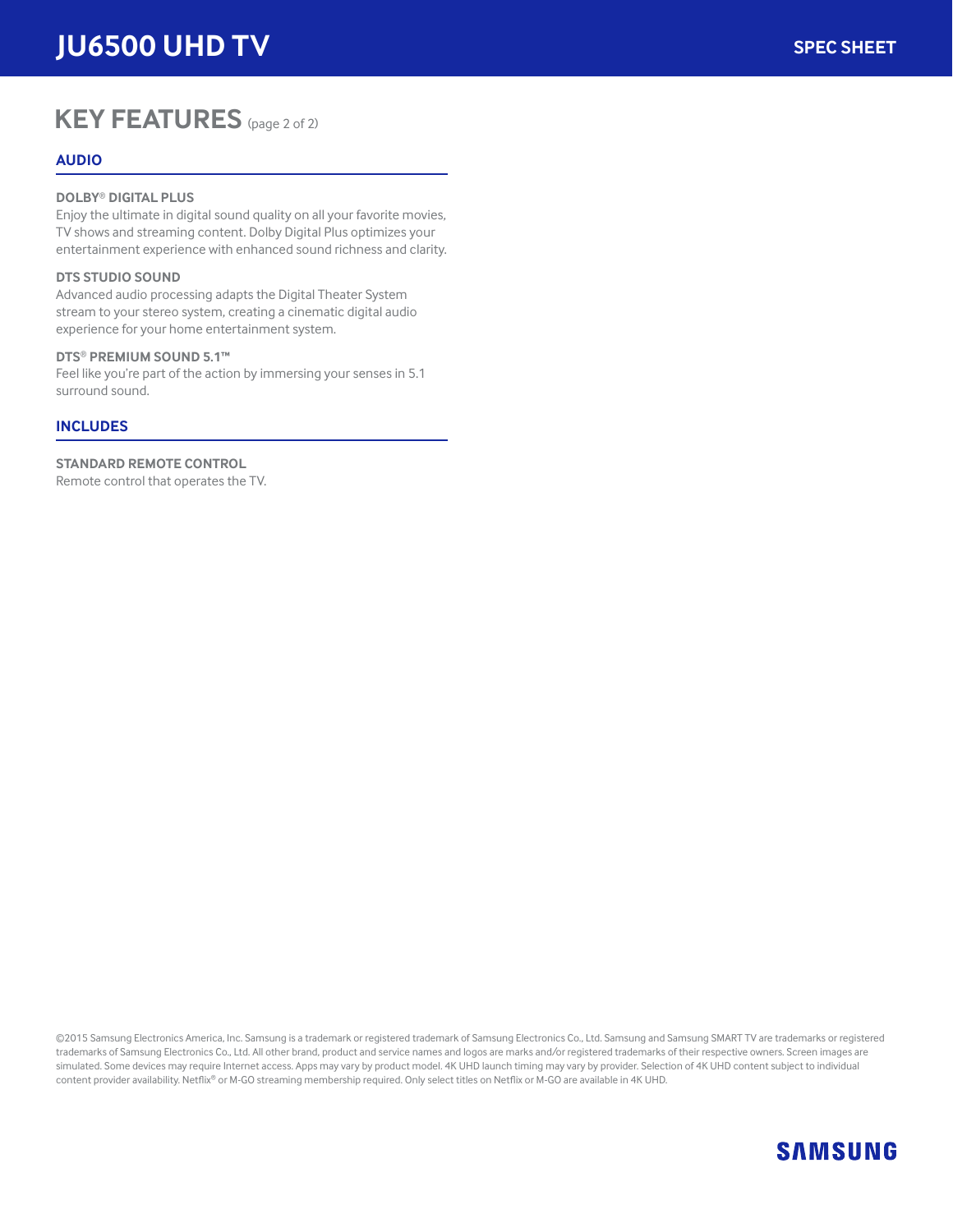# JU6500 UHD TV

SPEC SHEET

## KEY FEATURES (page 2 of 2)

### AUDIO

**DOLBY® DIGITAL PLUS**
Enjoy the ultimate in digital sound quality on all your favorite movies, TV shows and streaming content. Dolby Digital Plus optimizes your entertainment experience with enhanced sound richness and clarity.

**DTS STUDIO SOUND**
Advanced audio processing adapts the Digital Theater System stream to your stereo system, creating a cinematic digital audio experience for your home entertainment system.

**DTS® PREMIUM SOUND 5.1™**
Feel like you're part of the action by immersing your senses in 5.1 surround sound.

### INCLUDES

**STANDARD REMOTE CONTROL**
Remote control that operates the TV.

©2015 Samsung Electronics America, Inc. Samsung is a trademark or registered trademark of Samsung Electronics Co., Ltd. Samsung and Samsung SMART TV are trademarks or registered trademarks of Samsung Electronics Co., Ltd. All other brand, product and service names and logos are marks and/or registered trademarks of their respective owners. Screen images are simulated. Some devices may require Internet access. Apps may vary by product model. 4K UHD launch timing may vary by provider. Selection of 4K UHD content subject to individual content provider availability. Netflix® or M-GO streaming membership required. Only select titles on Netflix or M-GO are available in 4K UHD.

SAMSUNG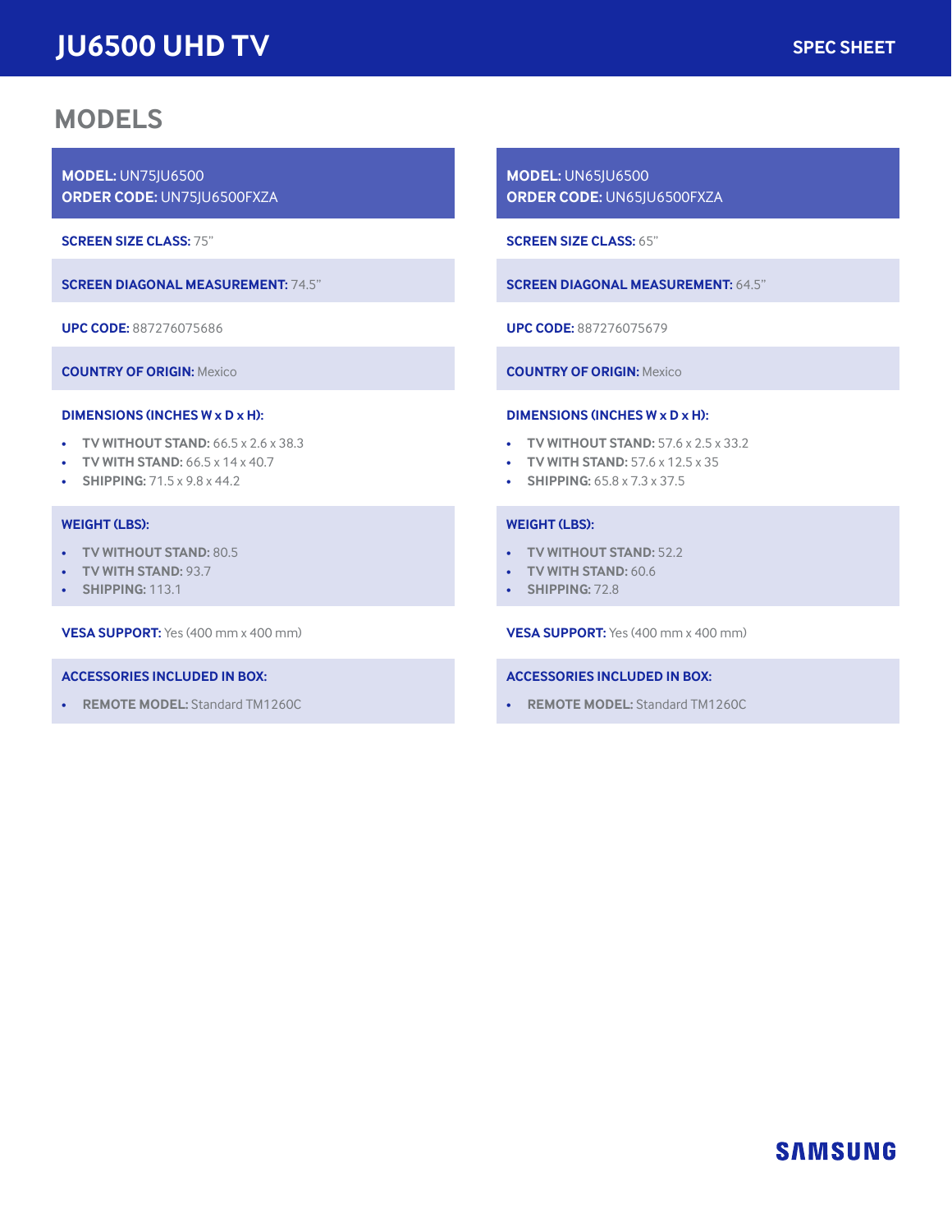## MODELS

**MODEL:** UN75JU6500
**ORDER CODE:** UN75JU6500FXZA

**SCREEN SIZE CLASS:** 75"

**SCREEN DIAGONAL MEASUREMENT:** 74.5"

**UPC CODE:** 887276075686

**COUNTRY OF ORIGIN:** Mexico

**DIMENSIONS (INCHES W x D x H):**

- **TV WITHOUT STAND:** 66.5 x 2.6 x 38.3
- **TV WITH STAND:** 66.5 x 14 x 40.7
- **SHIPPING:** 71.5 x 9.8 x 44.2

**WEIGHT (LBS):**

- **TV WITHOUT STAND:** 80.5
- **TV WITH STAND:** 93.7
- **SHIPPING:** 113.1

**VESA SUPPORT:** Yes (400 mm x 400 mm)

**ACCESSORIES INCLUDED IN BOX:**

- **REMOTE MODEL:** Standard TM1260C

**MODEL:** UN65JU6500
**ORDER CODE:** UN65JU6500FXZA

**SCREEN SIZE CLASS:** 65"

**SCREEN DIAGONAL MEASUREMENT:** 64.5"

**UPC CODE:** 887276075679

**COUNTRY OF ORIGIN:** Mexico

**DIMENSIONS (INCHES W x D x H):**

- **TV WITHOUT STAND:** 57.6 x 2.5 x 33.2
- **TV WITH STAND:** 57.6 x 12.5 x 35
- **SHIPPING:** 65.8 x 7.3 x 37.5

**WEIGHT (LBS):**

- **TV WITHOUT STAND:** 52.2
- **TV WITH STAND:** 60.6
- **SHIPPING:** 72.8

**VESA SUPPORT:** Yes (400 mm x 400 mm)

**ACCESSORIES INCLUDED IN BOX:**

- **REMOTE MODEL:** Standard TM1260C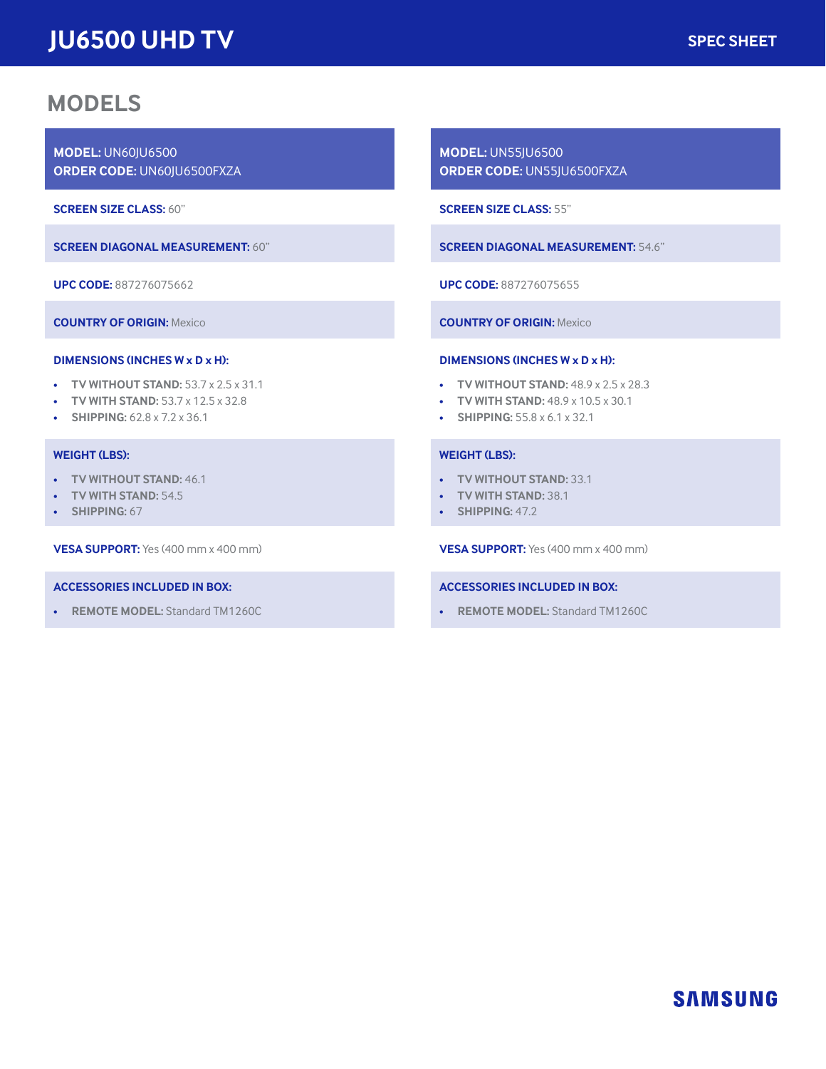# JU6500 UHD TV

SPEC SHEET

## MODELS

**MODEL:** UN60JU6500
**ORDER CODE:** UN60JU6500FXZA

**SCREEN SIZE CLASS:** 60"

**SCREEN DIAGONAL MEASUREMENT:** 60"

**UPC CODE:** 887276075662

**COUNTRY OF ORIGIN:** Mexico

**DIMENSIONS (INCHES W x D x H):**

- **TV WITHOUT STAND:** 53.7 x 2.5 x 31.1
- **TV WITH STAND:** 53.7 x 12.5 x 32.8
- **SHIPPING:** 62.8 x 7.2 x 36.1

**WEIGHT (LBS):**

- **TV WITHOUT STAND:** 46.1
- **TV WITH STAND:** 54.5
- **SHIPPING:** 67

**VESA SUPPORT:** Yes (400 mm x 400 mm)

**ACCESSORIES INCLUDED IN BOX:**

- **REMOTE MODEL:** Standard TM1260C

**MODEL:** UN55JU6500
**ORDER CODE:** UN55JU6500FXZA

**SCREEN SIZE CLASS:** 55"

**SCREEN DIAGONAL MEASUREMENT:** 54.6"

**UPC CODE:** 887276075655

**COUNTRY OF ORIGIN:** Mexico

**DIMENSIONS (INCHES W x D x H):**

- **TV WITHOUT STAND:** 48.9 x 2.5 x 28.3
- **TV WITH STAND:** 48.9 x 10.5 x 30.1
- **SHIPPING:** 55.8 x 6.1 x 32.1

**WEIGHT (LBS):**

- **TV WITHOUT STAND:** 33.1
- **TV WITH STAND:** 38.1
- **SHIPPING:** 47.2

**VESA SUPPORT:** Yes (400 mm x 400 mm)

**ACCESSORIES INCLUDED IN BOX:**

- **REMOTE MODEL:** Standard TM1260C

SAMSUNG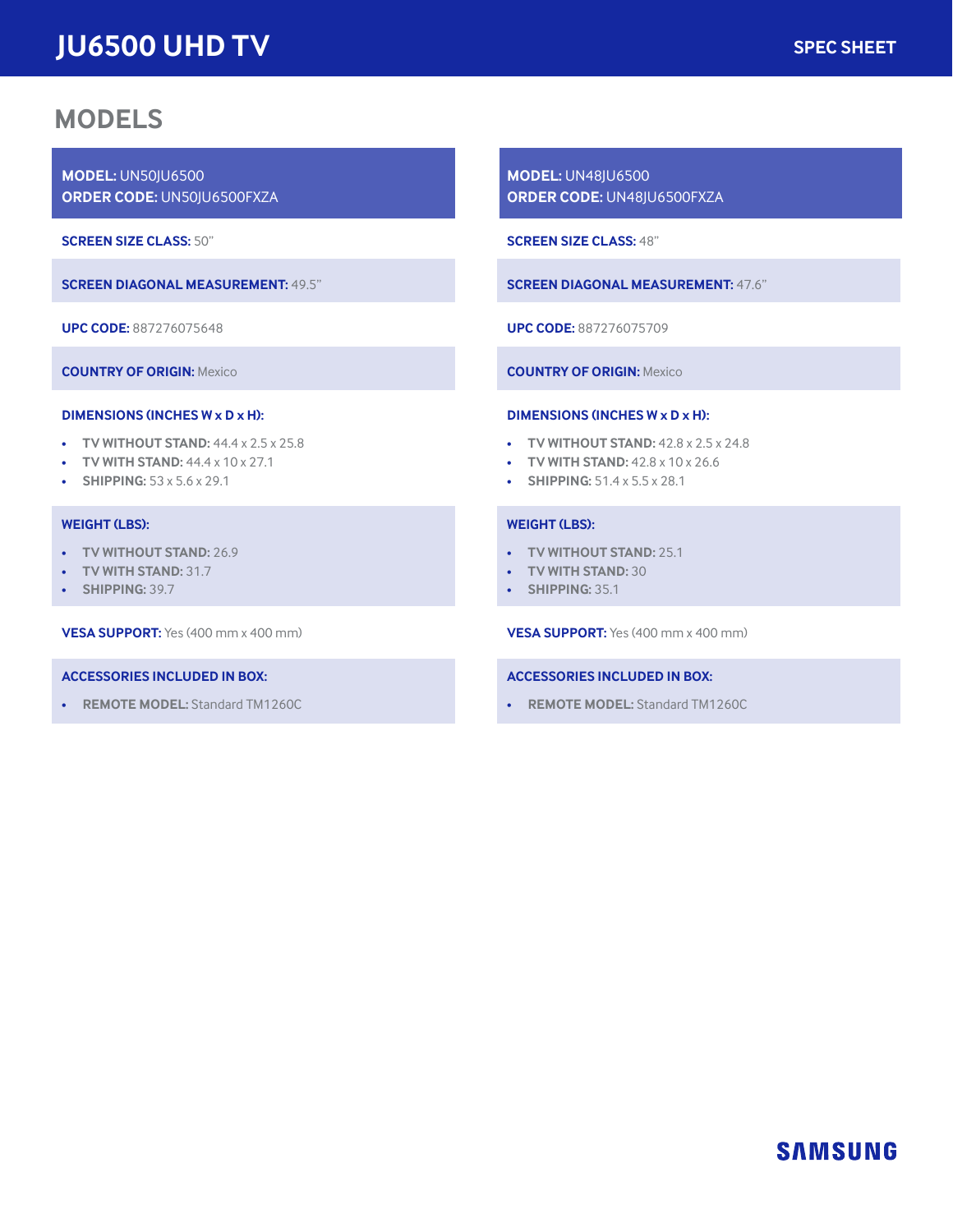# JU6500 UHD TV

SPEC SHEET

## MODELS

**MODEL:** UN50JU6500
**ORDER CODE:** UN50JU6500FXZA

**SCREEN SIZE CLASS:** 50"

**SCREEN DIAGONAL MEASUREMENT:** 49.5"

**UPC CODE:** 887276075648

**COUNTRY OF ORIGIN:** Mexico

**DIMENSIONS (INCHES W x D x H):**

- **TV WITHOUT STAND:** 44.4 x 2.5 x 25.8
- **TV WITH STAND:** 44.4 x 10 x 27.1
- **SHIPPING:** 53 x 5.6 x 29.1

**WEIGHT (LBS):**

- **TV WITHOUT STAND:** 26.9
- **TV WITH STAND:** 31.7
- **SHIPPING:** 39.7

**VESA SUPPORT:** Yes (400 mm x 400 mm)

**ACCESSORIES INCLUDED IN BOX:**

- **REMOTE MODEL:** Standard TM1260C

**MODEL:** UN48JU6500
**ORDER CODE:** UN48JU6500FXZA

**SCREEN SIZE CLASS:** 48"

**SCREEN DIAGONAL MEASUREMENT:** 47.6"

**UPC CODE:** 887276075709

**COUNTRY OF ORIGIN:** Mexico

**DIMENSIONS (INCHES W x D x H):**

- **TV WITHOUT STAND:** 42.8 x 2.5 x 24.8
- **TV WITH STAND:** 42.8 x 10 x 26.6
- **SHIPPING:** 51.4 x 5.5 x 28.1

**WEIGHT (LBS):**

- **TV WITHOUT STAND:** 25.1
- **TV WITH STAND:** 30
- **SHIPPING:** 35.1

**VESA SUPPORT:** Yes (400 mm x 400 mm)

**ACCESSORIES INCLUDED IN BOX:**

- **REMOTE MODEL:** Standard TM1260C

SAMSUNG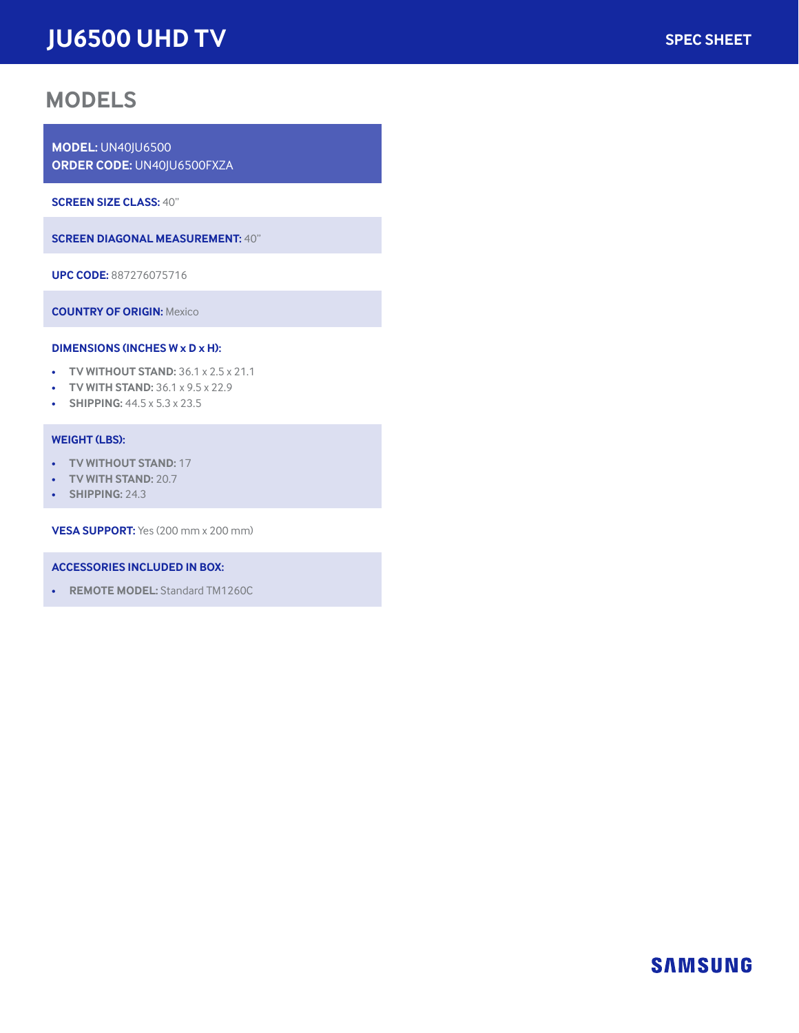## MODELS

**MODEL:** UN40JU6500
**ORDER CODE:** UN40JU6500FXZA

**SCREEN SIZE CLASS:** 40"

**SCREEN DIAGONAL MEASUREMENT:** 40"

**UPC CODE:** 887276075716

**COUNTRY OF ORIGIN:** Mexico

**DIMENSIONS (INCHES W x D x H):**

- **TV WITHOUT STAND:** 36.1 x 2.5 x 21.1
- **TV WITH STAND:** 36.1 x 9.5 x 22.9
- **SHIPPING:** 44.5 x 5.3 x 23.5

**WEIGHT (LBS):**

- **TV WITHOUT STAND:** 17
- **TV WITH STAND:** 20.7
- **SHIPPING:** 24.3

**VESA SUPPORT:** Yes (200 mm x 200 mm)

**ACCESSORIES INCLUDED IN BOX:**

- **REMOTE MODEL:** Standard TM1260C